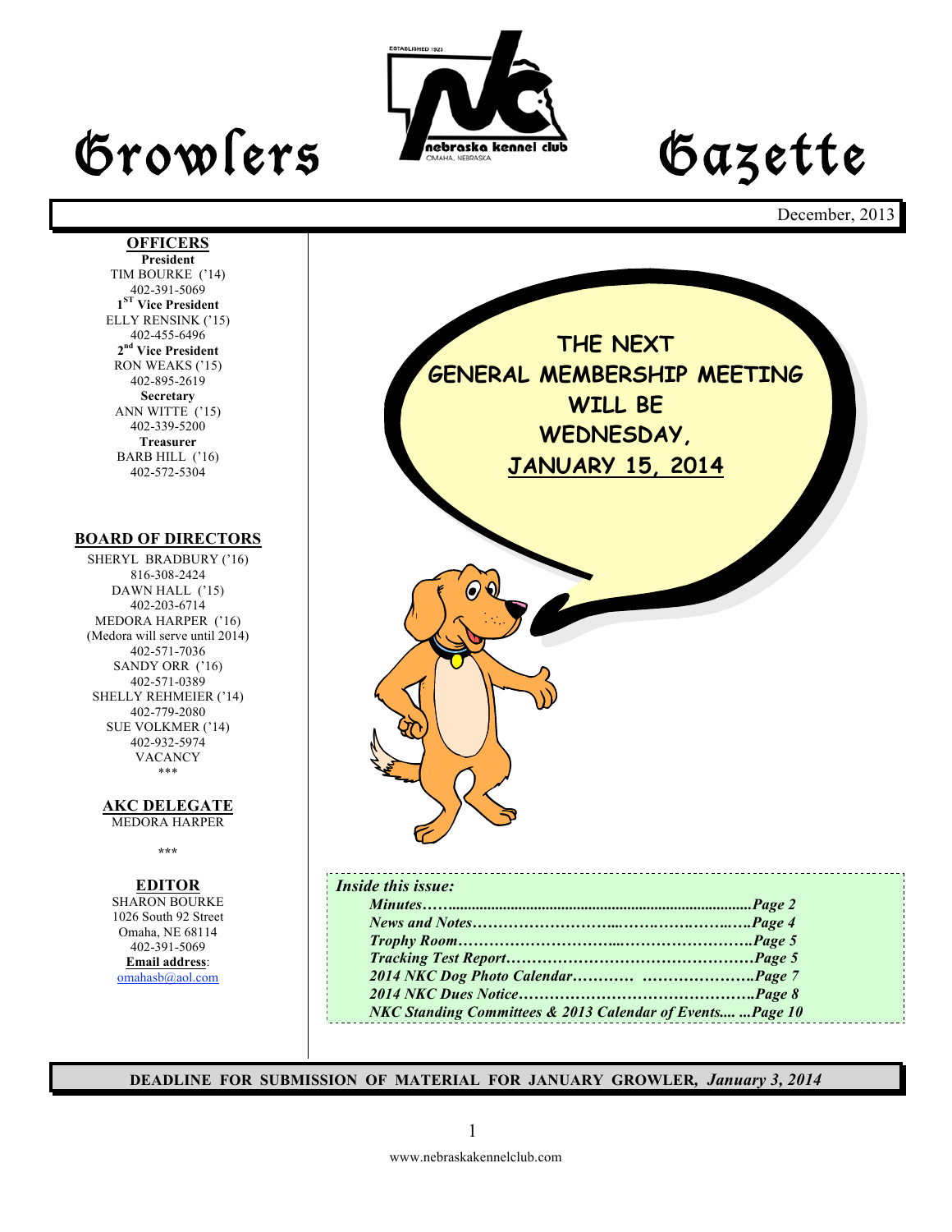# Growlers Gazette

December, 2013

## OFFICERS

**President**
TIM BOURKE ('14)
402-391-5069

**1[ST] Vice President**
ELLY RENSINK ('15)
402-455-6496

**2[nd] Vice President**
RON WEAKS ('15)
402-895-2619

**Secretary**
ANN WITTE ('15)
402-339-5200

**Treasurer**
BARB HILL ('16)
402-572-5304

## BOARD OF DIRECTORS

SHERYL BRADBURY ('16)
816-308-2424

DAWN HALL ('15)
402-203-6714

MEDORA HARPER ('16)
(Medora will serve until 2014)
402-571-7036

SANDY ORR ('16)
402-571-0389

SHELLY REHMEIER ('14)
402-779-2080

SUE VOLKMER ('14)
402-932-5974

VACANCY

\*\*\*

## AKC DELEGATE

MEDORA HARPER

\*\*\*

## EDITOR

SHARON BOURKE
1026 South 92 Street
Omaha, NE 68114
402-391-5069
**Email address**:
omahasb@aol.com

---

**THE NEXT GENERAL MEMBERSHIP MEETING WILL BE WEDNESDAY, JANUARY 15, 2014**

---

***Inside this issue:***

- *Minutes……..................................................................................Page 2*
- *News and Notes…………………………..……….……..….Page 4*
- *Trophy Room…………………………..……………………..Page 5*
- *Tracking Test Report…………………………………………Page 5*
- *2014 NKC Dog Photo Calendar………… …………………..Page 7*
- *2014 NKC Dues Notice……………………………………….Page 8*
- *NKC Standing Committees & 2013 Calendar of Events.... ...Page 10*

---

**DEADLINE FOR SUBMISSION OF MATERIAL FOR JANUARY GROWLER, *January 3, 2014***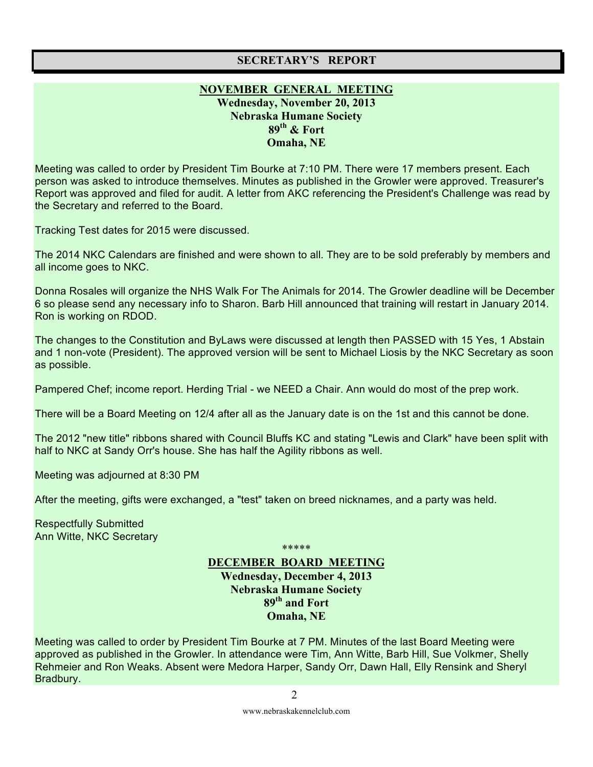## SECRETARY'S REPORT

### NOVEMBER GENERAL MEETING

**Wednesday, November 20, 2013**
**Nebraska Humane Society**
**89th & Fort**
**Omaha, NE**

Meeting was called to order by President Tim Bourke at 7:10 PM. There were 17 members present. Each person was asked to introduce themselves. Minutes as published in the Growler were approved. Treasurer's Report was approved and filed for audit. A letter from AKC referencing the President's Challenge was read by the Secretary and referred to the Board.

Tracking Test dates for 2015 were discussed.

The 2014 NKC Calendars are finished and were shown to all. They are to be sold preferably by members and all income goes to NKC.

Donna Rosales will organize the NHS Walk For The Animals for 2014. The Growler deadline will be December 6 so please send any necessary info to Sharon. Barb Hill announced that training will restart in January 2014. Ron is working on RDOD.

The changes to the Constitution and ByLaws were discussed at length then PASSED with 15 Yes, 1 Abstain and 1 non-vote (President). The approved version will be sent to Michael Liosis by the NKC Secretary as soon as possible.

Pampered Chef; income report. Herding Trial - we NEED a Chair. Ann would do most of the prep work.

There will be a Board Meeting on 12/4 after all as the January date is on the 1st and this cannot be done.

The 2012 "new title" ribbons shared with Council Bluffs KC and stating "Lewis and Clark" have been split with half to NKC at Sandy Orr's house. She has half the Agility ribbons as well.

Meeting was adjourned at 8:30 PM

After the meeting, gifts were exchanged, a "test" taken on breed nicknames, and a party was held.

Respectfully Submitted
Ann Witte, NKC Secretary

*****

### DECEMBER BOARD MEETING

**Wednesday, December 4, 2013**
**Nebraska Humane Society**
**89th and Fort**
**Omaha, NE**

Meeting was called to order by President Tim Bourke at 7 PM. Minutes of the last Board Meeting were approved as published in the Growler. In attendance were Tim, Ann Witte, Barb Hill, Sue Volkmer, Shelly Rehmeier and Ron Weaks. Absent were Medora Harper, Sandy Orr, Dawn Hall, Elly Rensink and Sheryl Bradbury.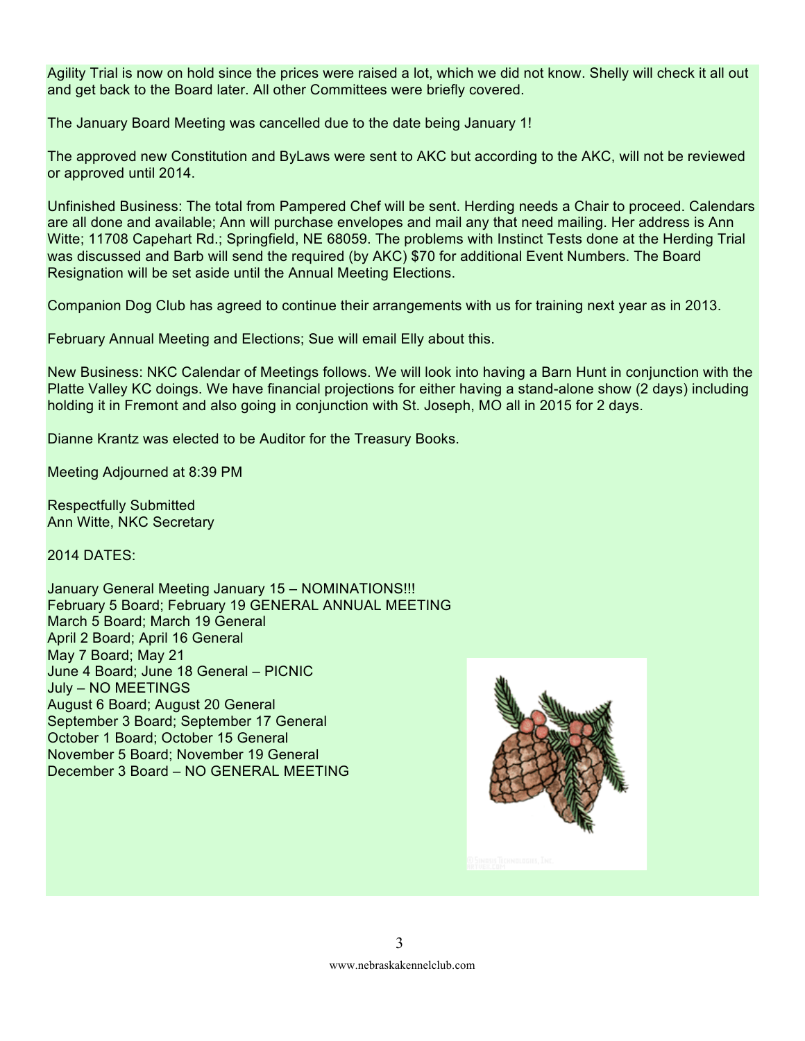Agility Trial is now on hold since the prices were raised a lot, which we did not know. Shelly will check it all out and get back to the Board later. All other Committees were briefly covered.

The January Board Meeting was cancelled due to the date being January 1!

The approved new Constitution and ByLaws were sent to AKC but according to the AKC, will not be reviewed or approved until 2014.

Unfinished Business: The total from Pampered Chef will be sent. Herding needs a Chair to proceed. Calendars are all done and available; Ann will purchase envelopes and mail any that need mailing. Her address is Ann Witte; 11708 Capehart Rd.; Springfield, NE 68059. The problems with Instinct Tests done at the Herding Trial was discussed and Barb will send the required (by AKC) $70 for additional Event Numbers. The Board Resignation will be set aside until the Annual Meeting Elections.

Companion Dog Club has agreed to continue their arrangements with us for training next year as in 2013.

February Annual Meeting and Elections; Sue will email Elly about this.

New Business: NKC Calendar of Meetings follows. We will look into having a Barn Hunt in conjunction with the Platte Valley KC doings. We have financial projections for either having a stand-alone show (2 days) including holding it in Fremont and also going in conjunction with St. Joseph, MO all in 2015 for 2 days.

Dianne Krantz was elected to be Auditor for the Treasury Books.

Meeting Adjourned at 8:39 PM

Respectfully Submitted  
Ann Witte, NKC Secretary

2014 DATES:

January General Meeting January 15 – NOMINATIONS!!!  
February 5 Board; February 19 GENERAL ANNUAL MEETING  
March 5 Board; March 19 General  
April 2 Board; April 16 General  
May 7 Board; May 21  
June 4 Board; June 18 General – PICNIC  
July – NO MEETINGS  
August 6 Board; August 20 General  
September 3 Board; September 17 General  
October 1 Board; October 15 General  
November 5 Board; November 19 General  
December 3 Board – NO GENERAL MEETING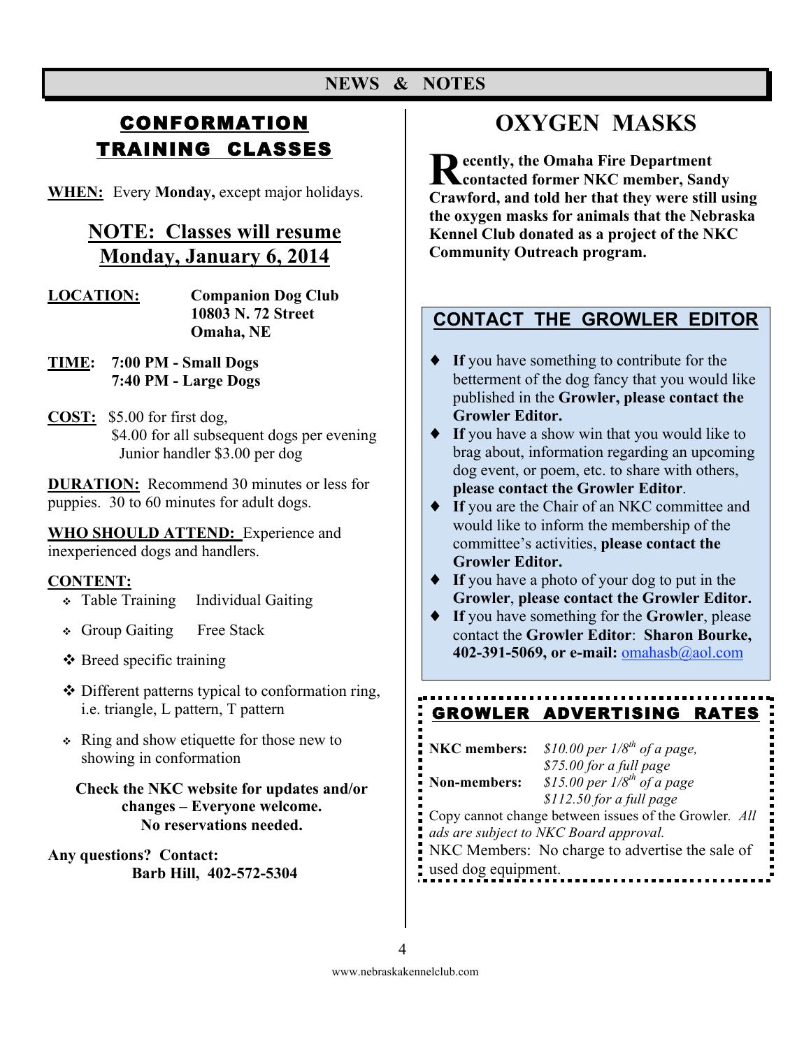# NEWS & NOTES

## CONFORMATION TRAINING CLASSES

**WHEN:** Every **Monday,** except major holidays.

### NOTE: Classes will resume Monday, January 6, 2014

**LOCATION:** **Companion Dog Club**
**10803 N. 72 Street**
**Omaha, NE**

**TIME:** **7:00 PM - Small Dogs**
**7:40 PM - Large Dogs**

**COST:** $5.00 for first dog,
$4.00 for all subsequent dogs per evening
Junior handler $3.00 per dog

**DURATION:** Recommend 30 minutes or less for puppies. 30 to 60 minutes for adult dogs.

**WHO SHOULD ATTEND:** Experience and inexperienced dogs and handlers.

**CONTENT:**

- Table Training Individual Gaiting
- Group Gaiting Free Stack
- Breed specific training
- Different patterns typical to conformation ring, i.e. triangle, L pattern, T pattern
- Ring and show etiquette for those new to showing in conformation

**Check the NKC website for updates and/or changes – Everyone welcome. No reservations needed.**

**Any questions? Contact:**
**Barb Hill, 402-572-5304**

## OXYGEN MASKS

**Recently, the Omaha Fire Department contacted former NKC member, Sandy Crawford, and told her that they were still using the oxygen masks for animals that the Nebraska Kennel Club donated as a project of the NKC Community Outreach program.**

## CONTACT THE GROWLER EDITOR

- **If** you have something to contribute for the betterment of the dog fancy that you would like published in the **Growler, please contact the Growler Editor.**
- **If** you have a show win that you would like to brag about, information regarding an upcoming dog event, or poem, etc. to share with others, **please contact the Growler Editor**.
- **If** you are the Chair of an NKC committee and would like to inform the membership of the committee's activities, **please contact the Growler Editor.**
- **If** you have a photo of your dog to put in the **Growler**, **please contact the Growler Editor.**
- **If** you have something for the **Growler**, please contact the **Growler Editor**: **Sharon Bourke, 402-391-5069, or e-mail:** omahasb@aol.com

## GROWLER ADVERTISING RATES

**NKC members:** *$10.00 per 1/8th of a page, $75.00 for a full page*
**Non-members:** *$15.00 per 1/8th of a page $112.50 for a full page*

Copy cannot change between issues of the Growler. *All ads are subject to NKC Board approval.*

NKC Members: No charge to advertise the sale of used dog equipment.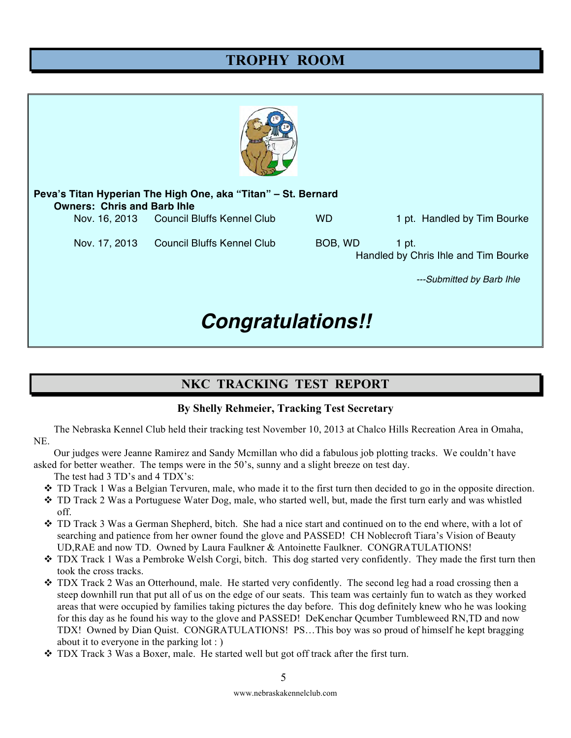## TROPHY ROOM

**Peva's Titan Hyperian The High One, aka "Titan" – St. Bernard**
**Owners: Chris and Barb Ihle**

| Date | Club | Award | Points / Handler |
|---|---|---|---|
| Nov. 16, 2013 | Council Bluffs Kennel Club | WD | 1 pt. Handled by Tim Bourke |
| Nov. 17, 2013 | Council Bluffs Kennel Club | BOB, WD | 1 pt. Handled by Chris Ihle and Tim Bourke |

*---Submitted by Barb Ihle*

***Congratulations!!***

## NKC TRACKING TEST REPORT

**By Shelly Rehmeier, Tracking Test Secretary**

The Nebraska Kennel Club held their tracking test November 10, 2013 at Chalco Hills Recreation Area in Omaha, NE.

Our judges were Jeanne Ramirez and Sandy Mcmillan who did a fabulous job plotting tracks. We couldn't have asked for better weather. The temps were in the 50's, sunny and a slight breeze on test day.

The test had 3 TD's and 4 TDX's:

- TD Track 1 Was a Belgian Tervuren, male, who made it to the first turn then decided to go in the opposite direction.
- TD Track 2 Was a Portuguese Water Dog, male, who started well, but, made the first turn early and was whistled off.
- TD Track 3 Was a German Shepherd, bitch. She had a nice start and continued on to the end where, with a lot of searching and patience from her owner found the glove and PASSED! CH Noblecroft Tiara's Vision of Beauty UD,RAE and now TD. Owned by Laura Faulkner & Antoinette Faulkner. CONGRATULATIONS!
- TDX Track 1 Was a Pembroke Welsh Corgi, bitch. This dog started very confidently. They made the first turn then took the cross tracks.
- TDX Track 2 Was an Otterhound, male. He started very confidently. The second leg had a road crossing then a steep downhill run that put all of us on the edge of our seats. This team was certainly fun to watch as they worked areas that were occupied by families taking pictures the day before. This dog definitely knew who he was looking for this day as he found his way to the glove and PASSED! DeKenchar Qcumber Tumbleweed RN,TD and now TDX! Owned by Dian Quist. CONGRATULATIONS! PS…This boy was so proud of himself he kept bragging about it to everyone in the parking lot : )
- TDX Track 3 Was a Boxer, male. He started well but got off track after the first turn.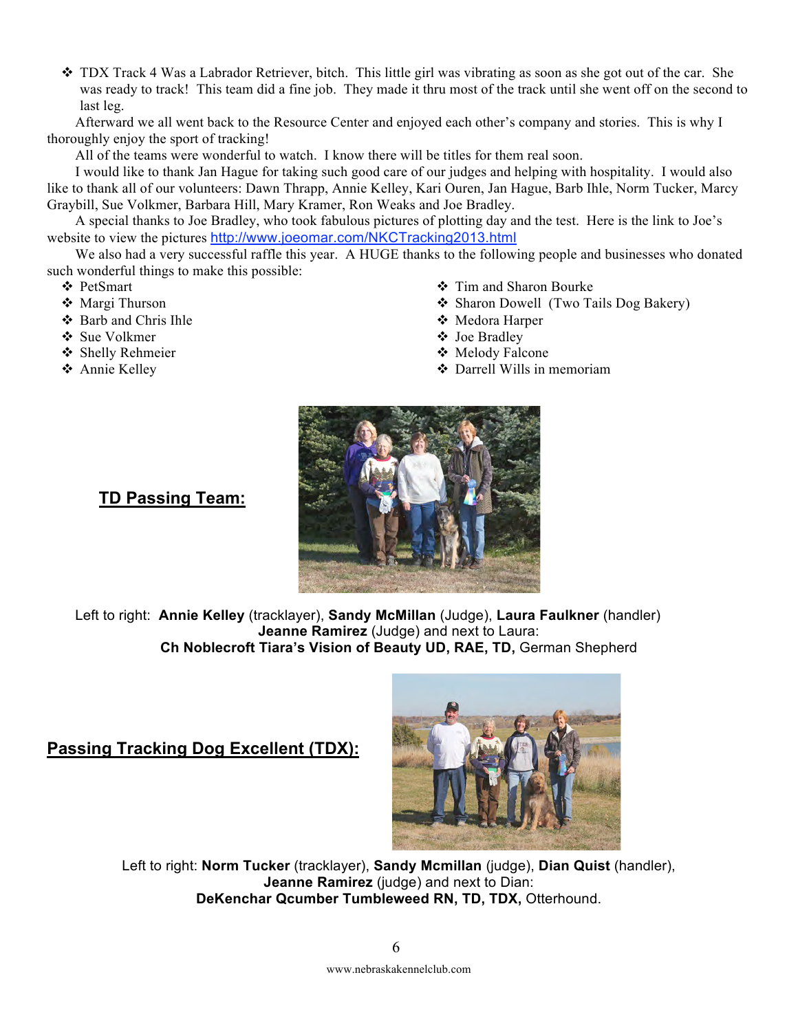- TDX Track 4 Was a Labrador Retriever, bitch. This little girl was vibrating as soon as she got out of the car. She was ready to track! This team did a fine job. They made it thru most of the track until she went off on the second to last leg.

Afterward we all went back to the Resource Center and enjoyed each other's company and stories. This is why I thoroughly enjoy the sport of tracking!

All of the teams were wonderful to watch. I know there will be titles for them real soon.

I would like to thank Jan Hague for taking such good care of our judges and helping with hospitality. I would also like to thank all of our volunteers: Dawn Thrapp, Annie Kelley, Kari Ouren, Jan Hague, Barb Ihle, Norm Tucker, Marcy Graybill, Sue Volkmer, Barbara Hill, Mary Kramer, Ron Weaks and Joe Bradley.

A special thanks to Joe Bradley, who took fabulous pictures of plotting day and the test. Here is the link to Joe's website to view the pictures [http://www.joeomar.com/NKCTracking2013.html](http://www.joeomar.com/NKCTracking2013.html)

We also had a very successful raffle this year. A HUGE thanks to the following people and businesses who donated such wonderful things to make this possible:

- PetSmart
- Margi Thurson
- Barb and Chris Ihle
- Sue Volkmer
- Shelly Rehmeier
- Annie Kelley
- Tim and Sharon Bourke
- Sharon Dowell (Two Tails Dog Bakery)
- Medora Harper
- Joe Bradley
- Melody Falcone
- Darrell Wills in memoriam

## TD Passing Team:

Left to right: **Annie Kelley** (tracklayer), **Sandy McMillan** (Judge), **Laura Faulkner** (handler) **Jeanne Ramirez** (Judge) and next to Laura: **Ch Noblecroft Tiara's Vision of Beauty UD, RAE, TD,** German Shepherd

## Passing Tracking Dog Excellent (TDX):

Left to right: **Norm Tucker** (tracklayer), **Sandy Mcmillan** (judge), **Dian Quist** (handler), **Jeanne Ramirez** (judge) and next to Dian: **DeKenchar Qcumber Tumbleweed RN, TD, TDX,** Otterhound.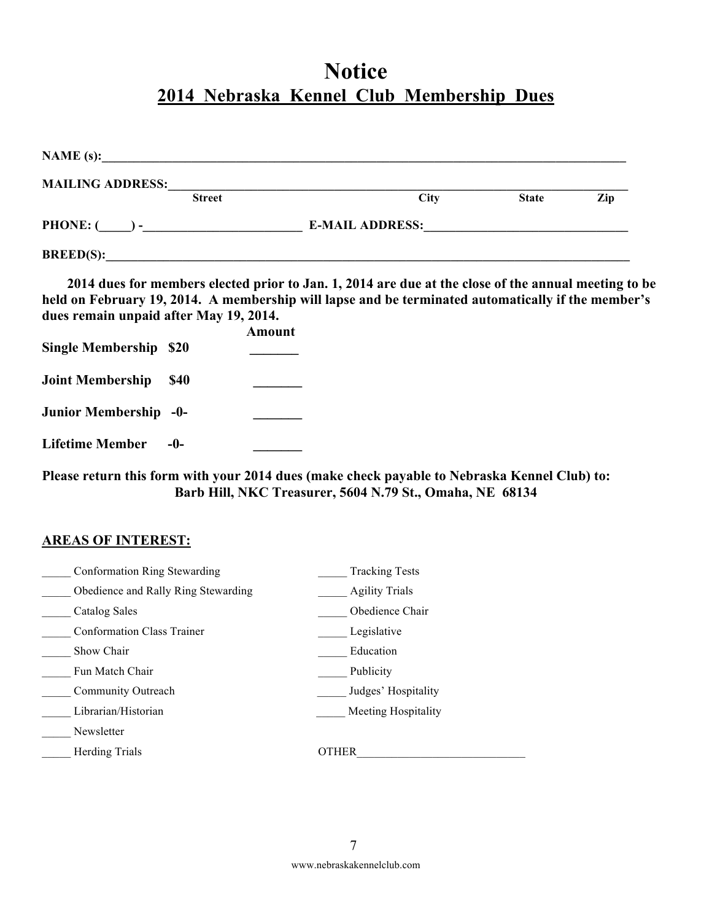# Notice

## 2014 Nebraska Kennel Club Membership Dues

**NAME (s):**\_\_\_\_\_\_\_\_\_\_\_\_\_\_\_\_\_\_\_\_\_\_\_\_\_\_\_\_\_\_\_\_\_\_\_\_\_\_\_\_\_\_\_\_\_\_\_\_\_\_\_\_\_\_\_\_\_\_\_\_\_\_\_\_\_\_\_\_\_\_\_\_

**MAILING ADDRESS:**\_\_\_\_\_\_\_\_\_\_\_\_\_\_\_\_\_\_\_\_\_\_\_\_\_\_\_\_\_\_\_\_\_\_\_\_\_\_\_\_\_\_\_\_\_\_\_\_\_\_\_\_\_\_\_\_\_\_\_\_\_\_
**Street City State Zip**

**PHONE: (\_\_\_\_\_) -**\_\_\_\_\_\_\_\_\_\_\_\_\_\_\_\_\_\_\_\_\_\_\_\_\_ **E-MAIL ADDRESS:**\_\_\_\_\_\_\_\_\_\_\_\_\_\_\_\_\_\_\_\_\_\_\_\_\_\_\_\_\_\_\_

**BREED(S):**\_\_\_\_\_\_\_\_\_\_\_\_\_\_\_\_\_\_\_\_\_\_\_\_\_\_\_\_\_\_\_\_\_\_\_\_\_\_\_\_\_\_\_\_\_\_\_\_\_\_\_\_\_\_\_\_\_\_\_\_\_\_\_\_\_\_\_\_\_\_\_\_

**2014 dues for members elected prior to Jan. 1, 2014 are due at the close of the annual meeting to be held on February 19, 2014. A membership will lapse and be terminated automatically if the member's dues remain unpaid after May 19, 2014.**

| | | Amount |
|---|---|---|
| **Single Membership** | **$20** | \_\_\_\_\_\_\_ |
| **Joint Membership** | **$40** | \_\_\_\_\_\_\_ |
| **Junior Membership** | **-0-** | \_\_\_\_\_\_\_ |
| **Lifetime Member** | **-0-** | \_\_\_\_\_\_\_ |

**Please return this form with your 2014 dues (make check payable to Nebraska Kennel Club) to:**
**Barb Hill, NKC Treasurer, 5604 N.79 St., Omaha, NE 68134**

**AREAS OF INTEREST:**

\_\_\_\_\_ Conformation Ring Stewarding
\_\_\_\_\_ Obedience and Rally Ring Stewarding
\_\_\_\_\_ Catalog Sales
\_\_\_\_\_ Conformation Class Trainer
\_\_\_\_\_ Show Chair
\_\_\_\_\_ Fun Match Chair
\_\_\_\_\_ Community Outreach
\_\_\_\_\_ Librarian/Historian
\_\_\_\_\_ Newsletter
\_\_\_\_\_ Herding Trials
\_\_\_\_\_ Tracking Tests
\_\_\_\_\_ Agility Trials
\_\_\_\_\_ Obedience Chair
\_\_\_\_\_ Legislative
\_\_\_\_\_ Education
\_\_\_\_\_ Publicity
\_\_\_\_\_ Judges' Hospitality
\_\_\_\_\_ Meeting Hospitality
OTHER\_\_\_\_\_\_\_\_\_\_\_\_\_\_\_\_\_\_\_\_\_\_\_\_\_\_\_\_\_

www.nebraskakennelclub.com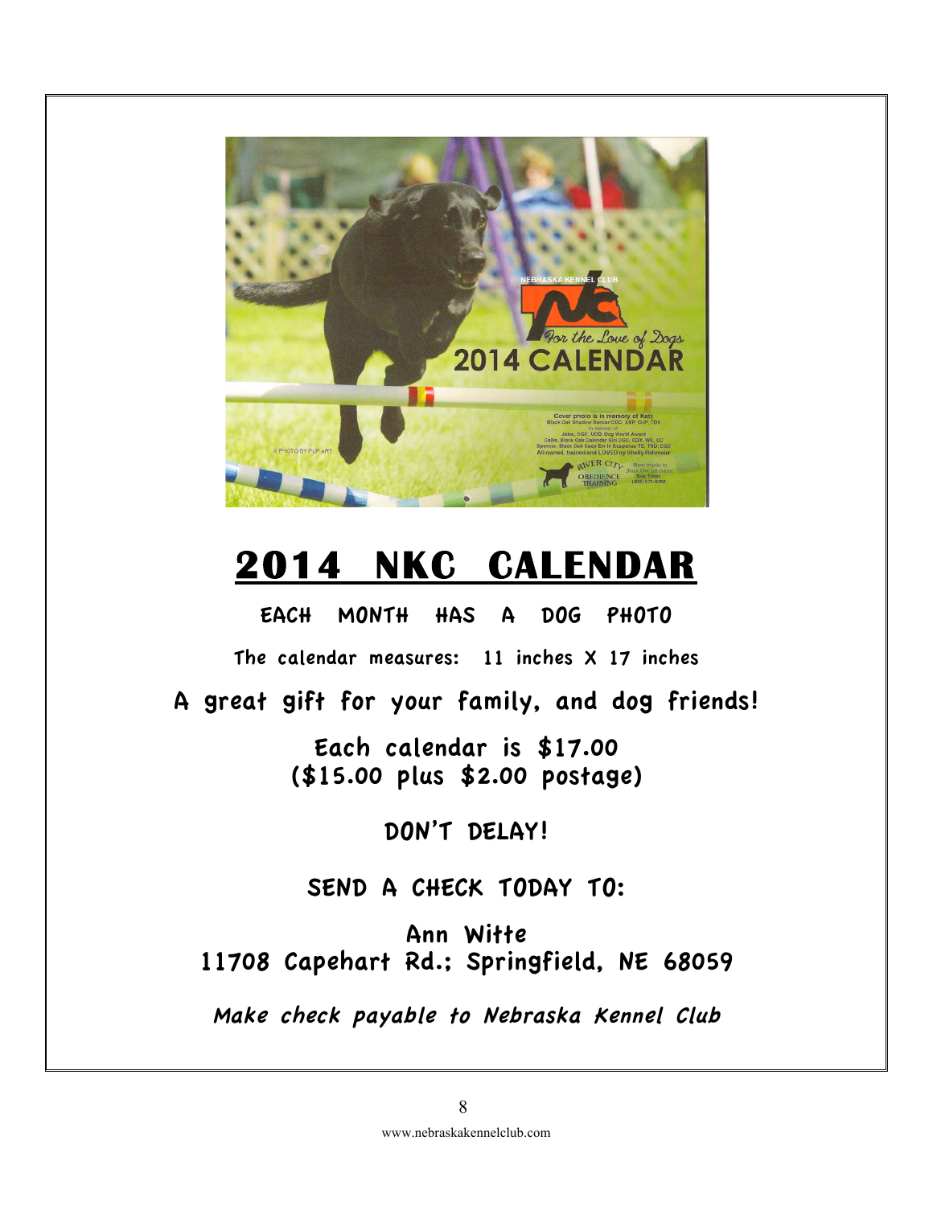# 2014 NKC CALENDAR

EACH MONTH HAS A DOG PHOTO

The calendar measures: 11 inches X 17 inches

A great gift for your family, and dog friends!

Each calendar is $17.00
($15.00 plus $2.00 postage)

DON'T DELAY!

SEND A CHECK TODAY TO:

Ann Witte
11708 Capehart Rd.; Springfield, NE 68059

*Make check payable to Nebraska Kennel Club*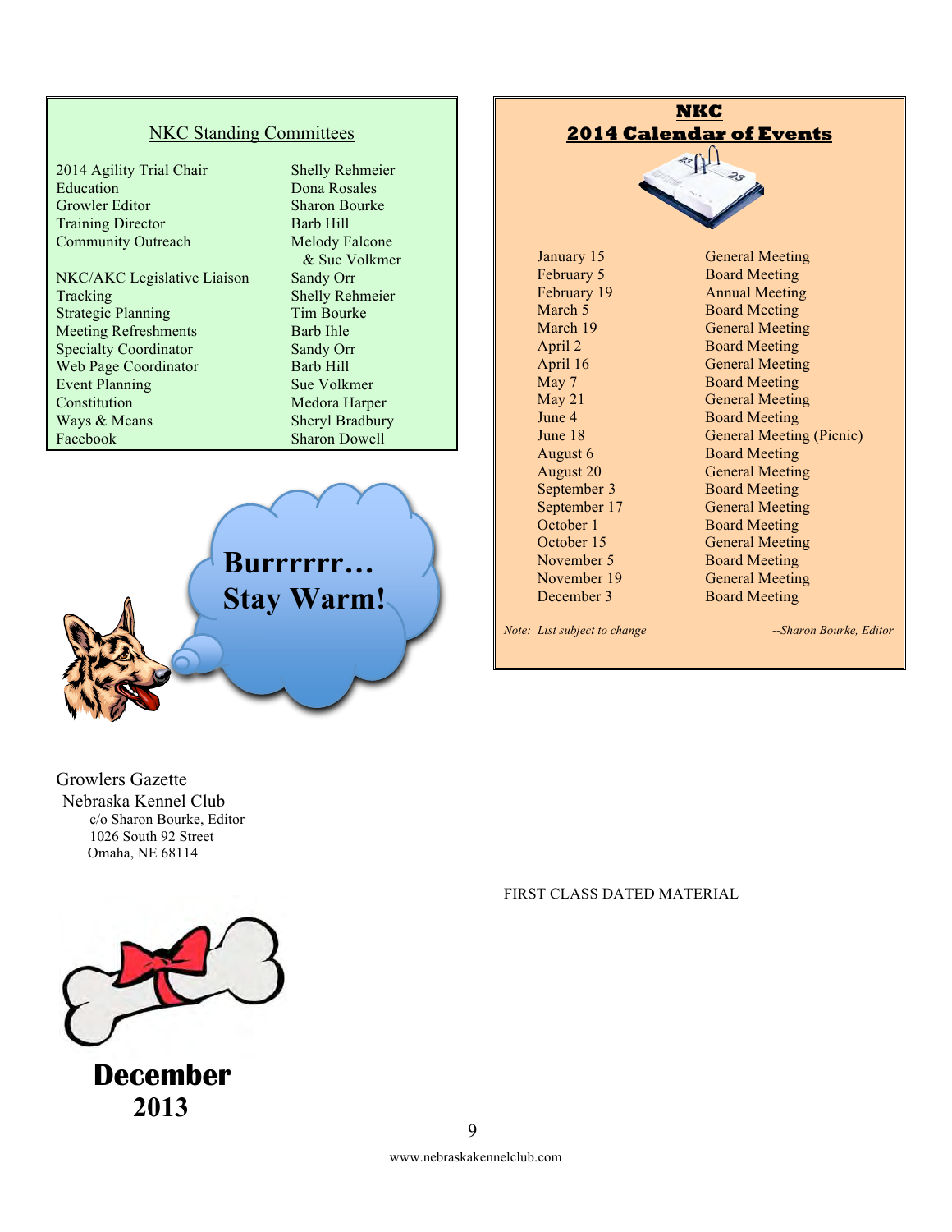## NKC Standing Committees

| | |
|---|---|
| 2014 Agility Trial Chair | Shelly Rehmeier |
| Education | Dona Rosales |
| Growler Editor | Sharon Bourke |
| Training Director | Barb Hill |
| Community Outreach | Melody Falcone & Sue Volkmer |
| NKC/AKC Legislative Liaison | Sandy Orr |
| Tracking | Shelly Rehmeier |
| Strategic Planning | Tim Bourke |
| Meeting Refreshments | Barb Ihle |
| Specialty Coordinator | Sandy Orr |
| Web Page Coordinator | Barb Hill |
| Event Planning | Sue Volkmer |
| Constitution | Medora Harper |
| Ways & Means | Sheryl Bradbury |
| Facebook | Sharon Dowell |

**Burrrrrr… Stay Warm!**

## NKC 2014 Calendar of Events

| | |
|---|---|
| January 15 | General Meeting |
| February 5 | Board Meeting |
| February 19 | Annual Meeting |
| March 5 | Board Meeting |
| March 19 | General Meeting |
| April 2 | Board Meeting |
| April 16 | General Meeting |
| May 7 | Board Meeting |
| May 21 | General Meeting |
| June 4 | Board Meeting |
| June 18 | General Meeting (Picnic) |
| August 6 | Board Meeting |
| August 20 | General Meeting |
| September 3 | Board Meeting |
| September 17 | General Meeting |
| October 1 | Board Meeting |
| October 15 | General Meeting |
| November 5 | Board Meeting |
| November 19 | General Meeting |
| December 3 | Board Meeting |

*Note: List subject to change* *--Sharon Bourke, Editor*

Growlers Gazette
Nebraska Kennel Club
c/o Sharon Bourke, Editor
1026 South 92 Street
Omaha, NE 68114

FIRST CLASS DATED MATERIAL

**December 2013**

www.nebraskakennelclub.com